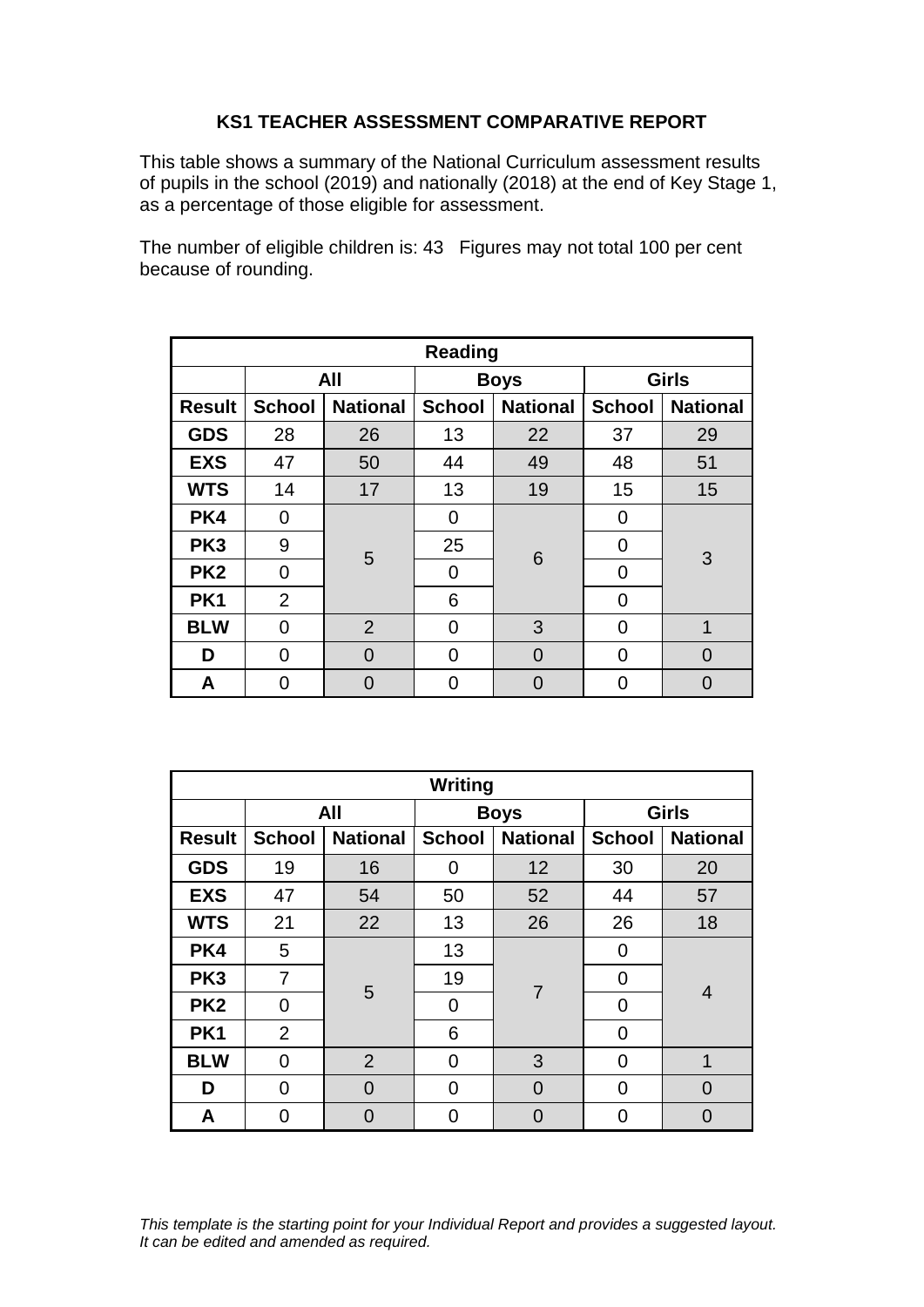# KS1 TEACHER ASSESSMENT COMPARATIVE REPORT

This table shows a summary of the National Curriculum assessment results of pupils in the school (2019) and nationally (2018) at the end of Key Stage 1, as a percentage of those eligible for assessment.

The number of eligible children is: 43   Figures may not total 100 per cent because of rounding.

| Reading | | | | | | |
|---|---|---|---|---|---|---|
| | All | | Boys | | Girls | |
| **Result** | **School** | **National** | **School** | **National** | **School** | **National** |
| **GDS** | 28 | 26 | 13 | 22 | 37 | 29 |
| **EXS** | 47 | 50 | 44 | 49 | 48 | 51 |
| **WTS** | 14 | 17 | 13 | 19 | 15 | 15 |
| **PK4** | 0 | 5 | 0 | 6 | 0 | 3 |
| **PK3** | 9 | | 25 | | 0 | |
| **PK2** | 0 | | 0 | | 0 | |
| **PK1** | 2 | | 6 | | 0 | |
| **BLW** | 0 | 2 | 0 | 3 | 0 | 1 |
| **D** | 0 | 0 | 0 | 0 | 0 | 0 |
| **A** | 0 | 0 | 0 | 0 | 0 | 0 |

| Writing | | | | | | |
|---|---|---|---|---|---|---|
| | All | | Boys | | Girls | |
| **Result** | **School** | **National** | **School** | **National** | **School** | **National** |
| **GDS** | 19 | 16 | 0 | 12 | 30 | 20 |
| **EXS** | 47 | 54 | 50 | 52 | 44 | 57 |
| **WTS** | 21 | 22 | 13 | 26 | 26 | 18 |
| **PK4** | 5 | 5 | 13 | 7 | 0 | 4 |
| **PK3** | 7 | | 19 | | 0 | |
| **PK2** | 0 | | 0 | | 0 | |
| **PK1** | 2 | | 6 | | 0 | |
| **BLW** | 0 | 2 | 0 | 3 | 0 | 1 |
| **D** | 0 | 0 | 0 | 0 | 0 | 0 |
| **A** | 0 | 0 | 0 | 0 | 0 | 0 |

*This template is the starting point for your Individual Report and provides a suggested layout. It can be edited and amended as required.*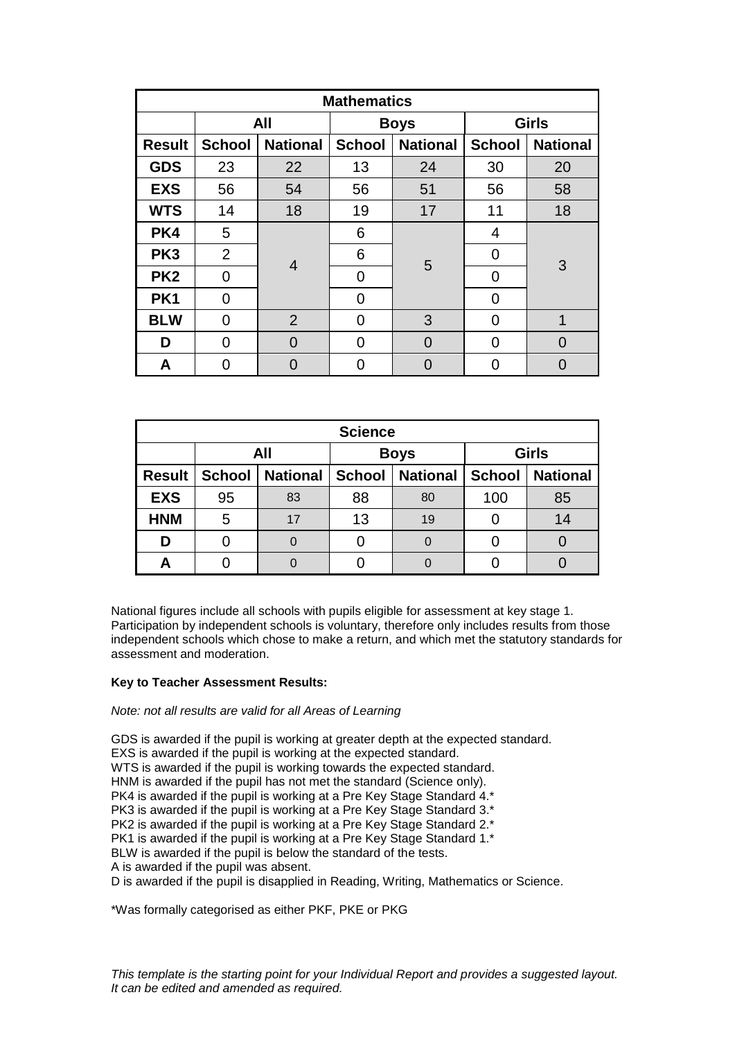| Mathematics | | | | | | |
|---|---|---|---|---|---|---|
| | All | | Boys | | Girls | |
| **Result** | **School** | **National** | **School** | **National** | **School** | **National** |
| **GDS** | 23 | 22 | 13 | 24 | 30 | 20 |
| **EXS** | 56 | 54 | 56 | 51 | 56 | 58 |
| **WTS** | 14 | 18 | 19 | 17 | 11 | 18 |
| **PK4** | 5 | 4 | 6 | 5 | 4 | 3 |
| **PK3** | 2 | | 6 | | 0 | |
| **PK2** | 0 | | 0 | | 0 | |
| **PK1** | 0 | | 0 | | 0 | |
| **BLW** | 0 | 2 | 0 | 3 | 0 | 1 |
| **D** | 0 | 0 | 0 | 0 | 0 | 0 |
| **A** | 0 | 0 | 0 | 0 | 0 | 0 |

| Science | | | | | | |
|---|---|---|---|---|---|---|
| | All | | Boys | | Girls | |
| **Result** | **School** | **National** | **School** | **National** | **School** | **National** |
| **EXS** | 95 | 83 | 88 | 80 | 100 | 85 |
| **HNM** | 5 | 17 | 13 | 19 | 0 | 14 |
| **D** | 0 | 0 | 0 | 0 | 0 | 0 |
| **A** | 0 | 0 | 0 | 0 | 0 | 0 |

National figures include all schools with pupils eligible for assessment at key stage 1. Participation by independent schools is voluntary, therefore only includes results from those independent schools which chose to make a return, and which met the statutory standards for assessment and moderation.

**Key to Teacher Assessment Results:**

*Note: not all results are valid for all Areas of Learning*

GDS is awarded if the pupil is working at greater depth at the expected standard.
EXS is awarded if the pupil is working at the expected standard.
WTS is awarded if the pupil is working towards the expected standard.
HNM is awarded if the pupil has not met the standard (Science only).
PK4 is awarded if the pupil is working at a Pre Key Stage Standard 4.*
PK3 is awarded if the pupil is working at a Pre Key Stage Standard 3.*
PK2 is awarded if the pupil is working at a Pre Key Stage Standard 2.*
PK1 is awarded if the pupil is working at a Pre Key Stage Standard 1.*
BLW is awarded if the pupil is below the standard of the tests.
A is awarded if the pupil was absent.
D is awarded if the pupil is disapplied in Reading, Writing, Mathematics or Science.

*Was formally categorised as either PKF, PKE or PKG

*This template is the starting point for your Individual Report and provides a suggested layout. It can be edited and amended as required.*